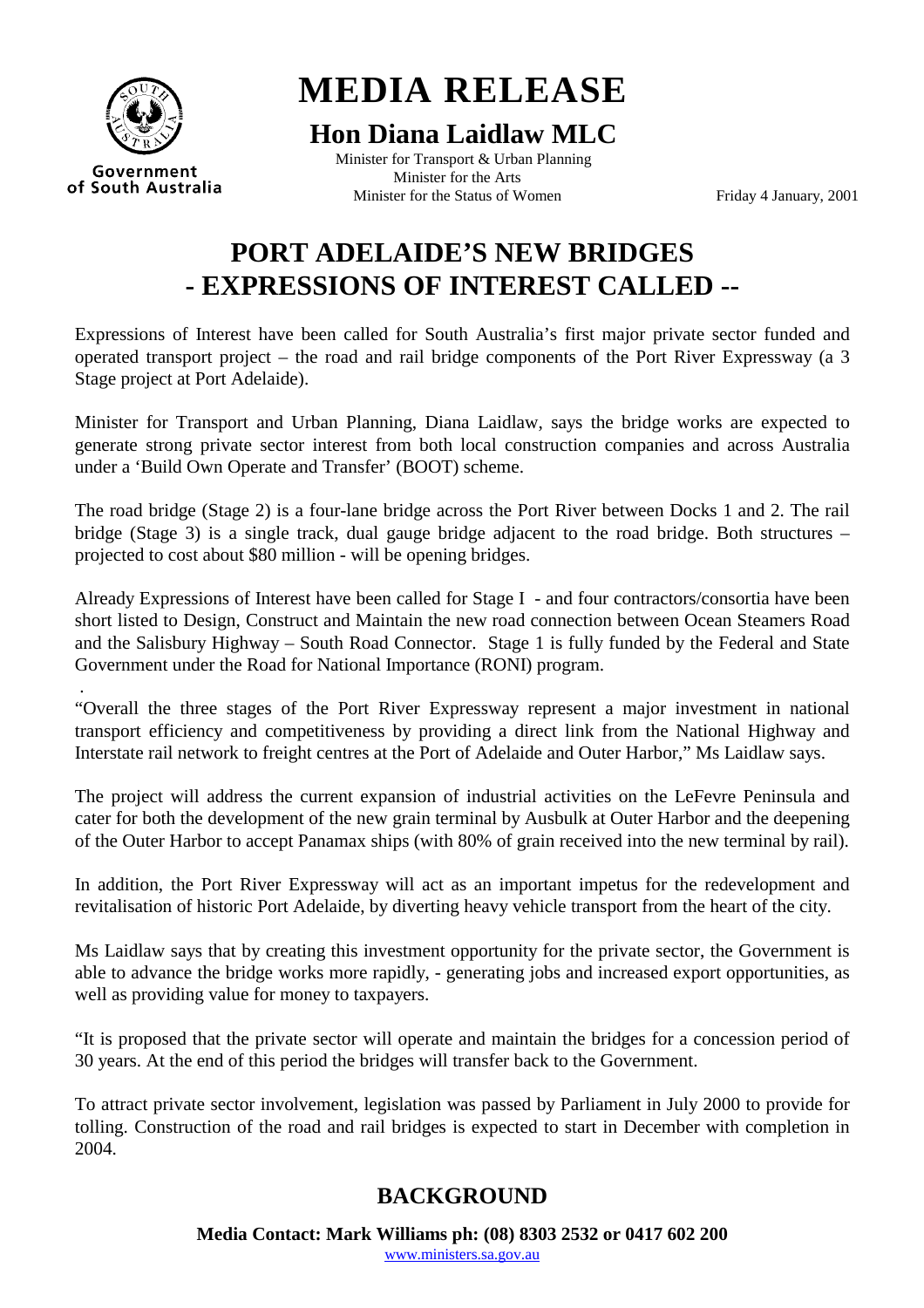Government of South Australia

# MEDIA RELEASE

## Hon Diana Laidlaw MLC

Minister for Transport & Urban Planning
Minister for the Arts
Minister for the Status of Women

Friday 4 January, 2001

# PORT ADELAIDE'S NEW BRIDGES - EXPRESSIONS OF INTEREST CALLED --

Expressions of Interest have been called for South Australia's first major private sector funded and operated transport project – the road and rail bridge components of the Port River Expressway (a 3 Stage project at Port Adelaide).

Minister for Transport and Urban Planning, Diana Laidlaw, says the bridge works are expected to generate strong private sector interest from both local construction companies and across Australia under a 'Build Own Operate and Transfer' (BOOT) scheme.

The road bridge (Stage 2) is a four-lane bridge across the Port River between Docks 1 and 2. The rail bridge (Stage 3) is a single track, dual gauge bridge adjacent to the road bridge. Both structures – projected to cost about $80 million - will be opening bridges.

Already Expressions of Interest have been called for Stage I - and four contractors/consortia have been short listed to Design, Construct and Maintain the new road connection between Ocean Steamers Road and the Salisbury Highway – South Road Connector. Stage 1 is fully funded by the Federal and State Government under the Road for National Importance (RONI) program.

.

"Overall the three stages of the Port River Expressway represent a major investment in national transport efficiency and competitiveness by providing a direct link from the National Highway and Interstate rail network to freight centres at the Port of Adelaide and Outer Harbor," Ms Laidlaw says.

The project will address the current expansion of industrial activities on the LeFevre Peninsula and cater for both the development of the new grain terminal by Ausbulk at Outer Harbor and the deepening of the Outer Harbor to accept Panamax ships (with 80% of grain received into the new terminal by rail).

In addition, the Port River Expressway will act as an important impetus for the redevelopment and revitalisation of historic Port Adelaide, by diverting heavy vehicle transport from the heart of the city.

Ms Laidlaw says that by creating this investment opportunity for the private sector, the Government is able to advance the bridge works more rapidly, - generating jobs and increased export opportunities, as well as providing value for money to taxpayers.

"It is proposed that the private sector will operate and maintain the bridges for a concession period of 30 years. At the end of this period the bridges will transfer back to the Government.

To attract private sector involvement, legislation was passed by Parliament in July 2000 to provide for tolling. Construction of the road and rail bridges is expected to start in December with completion in 2004.

## BACKGROUND

**Media Contact: Mark Williams ph: (08) 8303 2532 or 0417 602 200**

www.ministers.sa.gov.au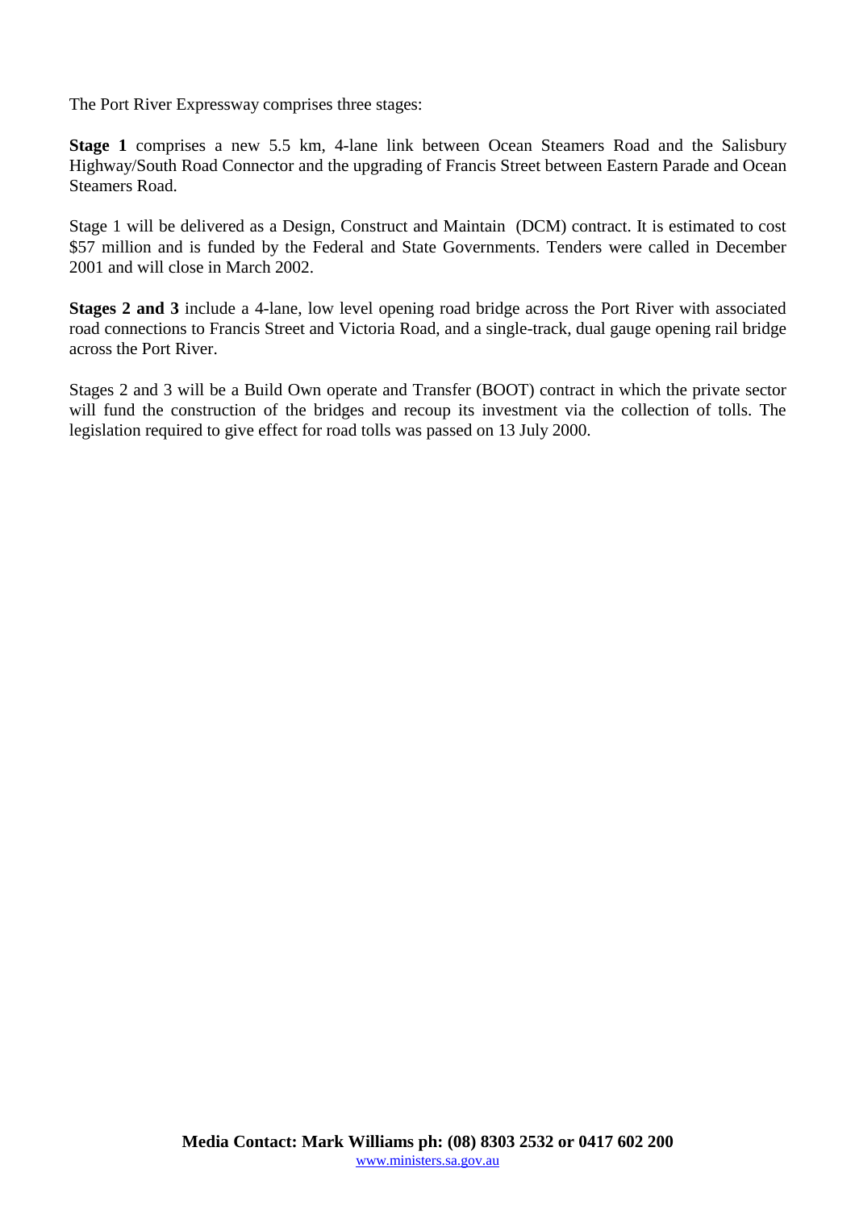The Port River Expressway comprises three stages:

**Stage 1** comprises a new 5.5 km, 4-lane link between Ocean Steamers Road and the Salisbury Highway/South Road Connector and the upgrading of Francis Street between Eastern Parade and Ocean Steamers Road.

Stage 1 will be delivered as a Design, Construct and Maintain (DCM) contract. It is estimated to cost $57 million and is funded by the Federal and State Governments. Tenders were called in December 2001 and will close in March 2002.

**Stages 2 and 3** include a 4-lane, low level opening road bridge across the Port River with associated road connections to Francis Street and Victoria Road, and a single-track, dual gauge opening rail bridge across the Port River.

Stages 2 and 3 will be a Build Own operate and Transfer (BOOT) contract in which the private sector will fund the construction of the bridges and recoup its investment via the collection of tolls. The legislation required to give effect for road tolls was passed on 13 July 2000.

**Media Contact: Mark Williams ph: (08) 8303 2532 or 0417 602 200**

www.ministers.sa.gov.au